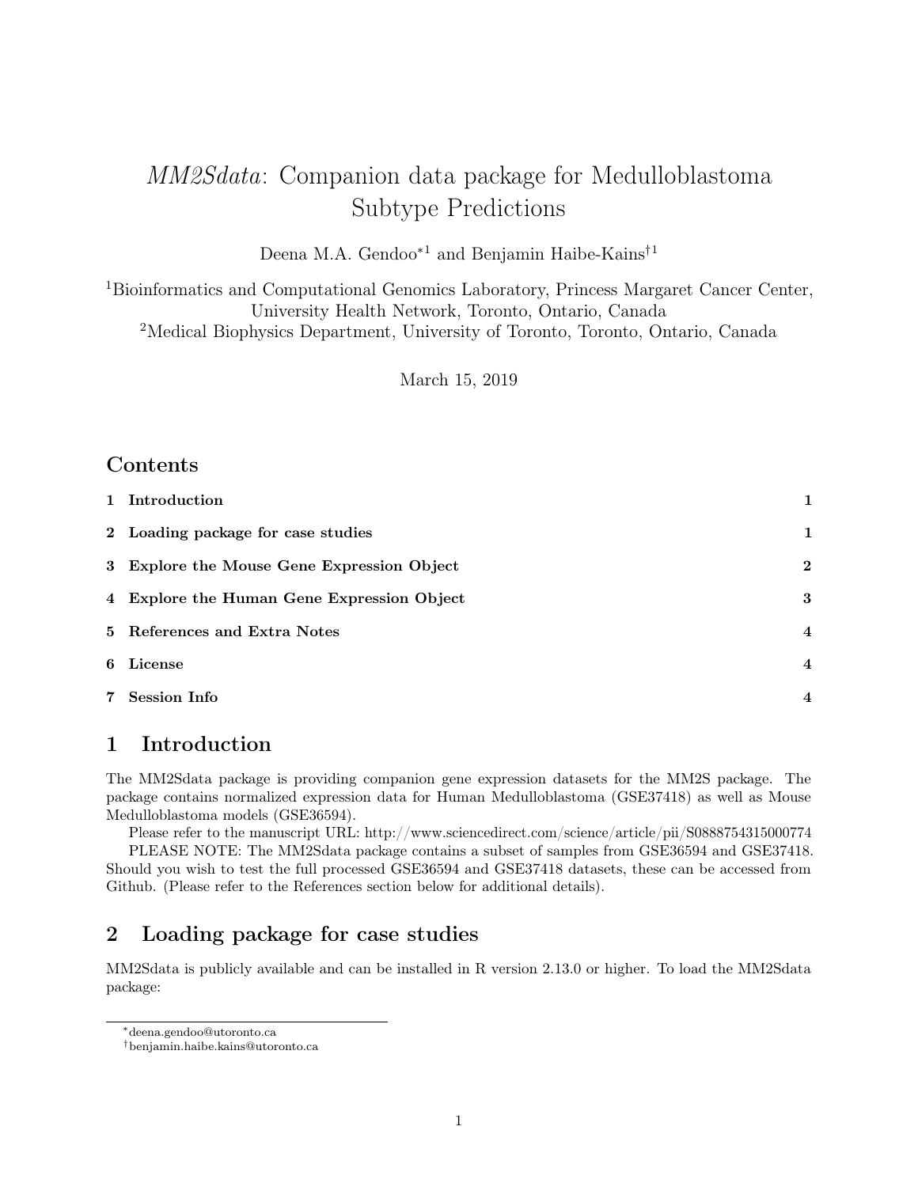# *MM2Sdata*: Companion data package for Medulloblastoma Subtype Predictions

Deena M.A. Gendoo*[1] and Benjamin Haibe-Kains†[1]

[1]Bioinformatics and Computational Genomics Laboratory, Princess Margaret Cancer Center, University Health Network, Toronto, Ontario, Canada
[2]Medical Biophysics Department, University of Toronto, Toronto, Ontario, Canada

March 15, 2019

## Contents

| | |
|---|---|
| **1 Introduction** | **1** |
| **2 Loading package for case studies** | **1** |
| **3 Explore the Mouse Gene Expression Object** | **2** |
| **4 Explore the Human Gene Expression Object** | **3** |
| **5 References and Extra Notes** | **4** |
| **6 License** | **4** |
| **7 Session Info** | **4** |

## 1 Introduction

The MM2Sdata package is providing companion gene expression datasets for the MM2S package. The package contains normalized expression data for Human Medulloblastoma (GSE37418) as well as Mouse Medulloblastoma models (GSE36594).

Please refer to the manuscript URL: http://www.sciencedirect.com/science/article/pii/S0888754315000774

PLEASE NOTE: The MM2Sdata package contains a subset of samples from GSE36594 and GSE37418. Should you wish to test the full processed GSE36594 and GSE37418 datasets, these can be accessed from Github. (Please refer to the References section below for additional details).

## 2 Loading package for case studies

MM2Sdata is publicly available and can be installed in R version 2.13.0 or higher. To load the MM2Sdata package:

*deena.gendoo@utoronto.ca
†benjamin.haibe.kains@utoronto.ca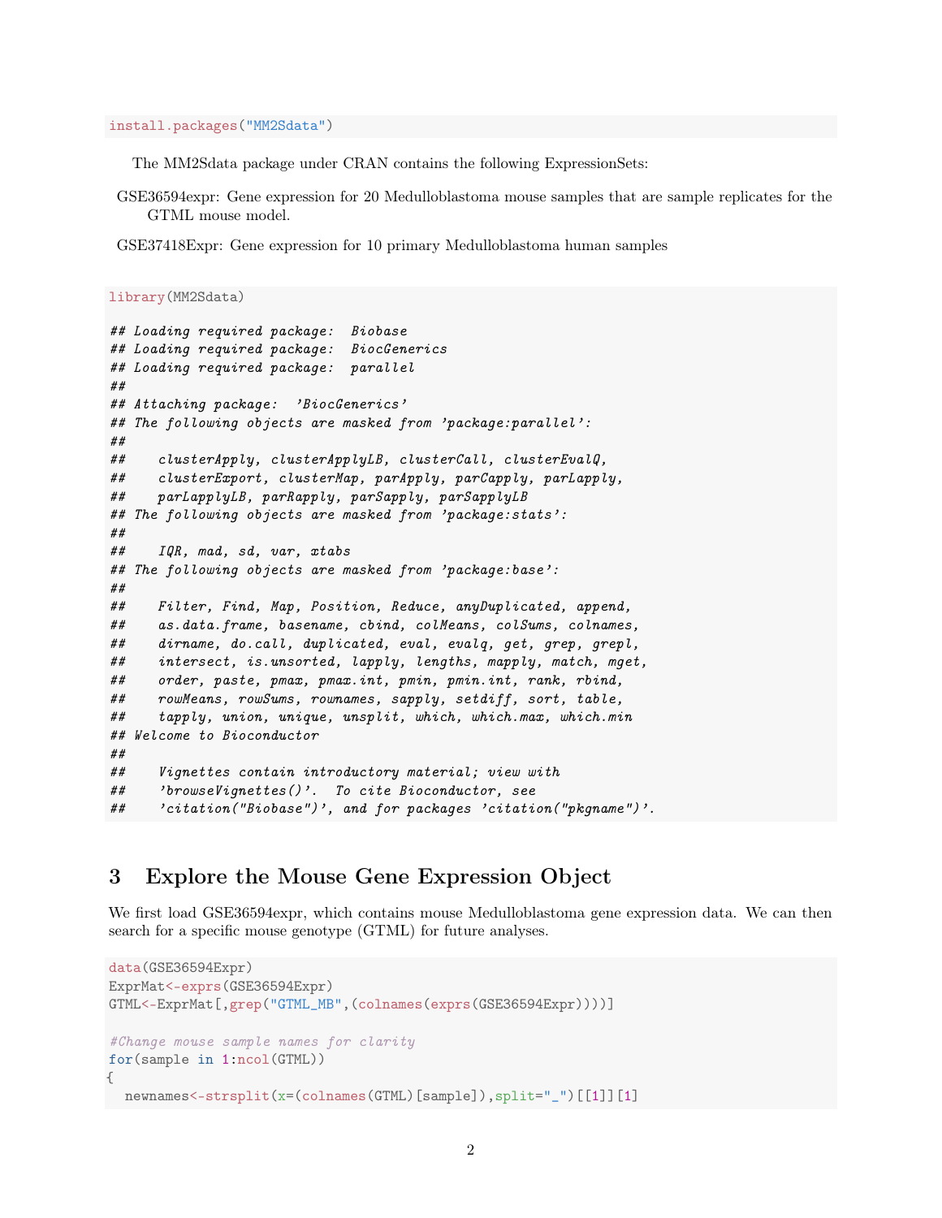```
install.packages("MM2Sdata")
```

The MM2Sdata package under CRAN contains the following ExpressionSets:

GSE36594expr: Gene expression for 20 Medulloblastoma mouse samples that are sample replicates for the GTML mouse model.

GSE37418Expr: Gene expression for 10 primary Medulloblastoma human samples

```
library(MM2Sdata)

## Loading required package:  Biobase
## Loading required package:  BiocGenerics
## Loading required package:  parallel
##
## Attaching package:  'BiocGenerics'
## The following objects are masked from 'package:parallel':
##
##    clusterApply, clusterApplyLB, clusterCall, clusterEvalQ,
##    clusterExport, clusterMap, parApply, parCapply, parLapply,
##    parLapplyLB, parRapply, parSapply, parSapplyLB
## The following objects are masked from 'package:stats':
##
##    IQR, mad, sd, var, xtabs
## The following objects are masked from 'package:base':
##
##    Filter, Find, Map, Position, Reduce, anyDuplicated, append,
##    as.data.frame, basename, cbind, colMeans, colSums, colnames,
##    dirname, do.call, duplicated, eval, evalq, get, grep, grepl,
##    intersect, is.unsorted, lapply, lengths, mapply, match, mget,
##    order, paste, pmax, pmax.int, pmin, pmin.int, rank, rbind,
##    rowMeans, rowSums, rownames, sapply, setdiff, sort, table,
##    tapply, union, unique, unsplit, which, which.max, which.min
## Welcome to Bioconductor
##
##    Vignettes contain introductory material; view with
##    'browseVignettes()'.  To cite Bioconductor, see
##    'citation("Biobase")', and for packages 'citation("pkgname")'.
```

# 3 Explore the Mouse Gene Expression Object

We first load GSE36594expr, which contains mouse Medulloblastoma gene expression data. We can then search for a specific mouse genotype (GTML) for future analyses.

```
data(GSE36594Expr)
ExprMat<-exprs(GSE36594Expr)
GTML<-ExprMat[,grep("GTML_MB",(colnames(exprs(GSE36594Expr))))]

#Change mouse sample names for clarity
for(sample in 1:ncol(GTML))
{
  newnames<-strsplit(x=(colnames(GTML)[sample]),split="_")[[1]][1]
```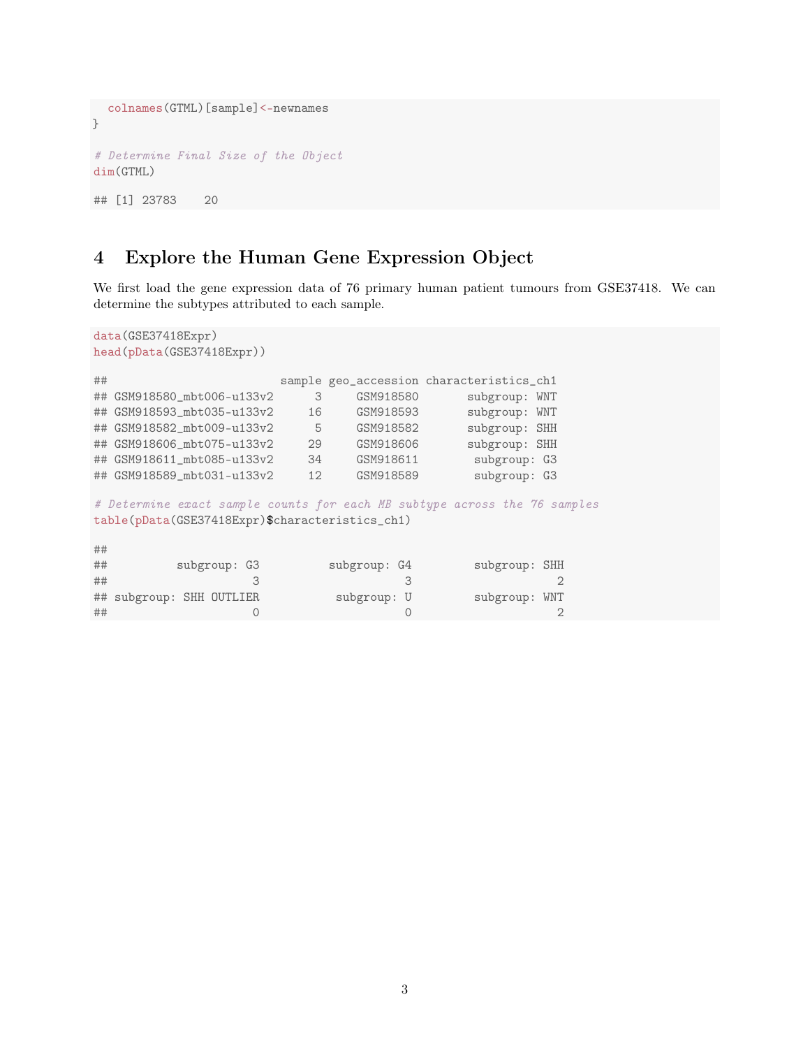```
  colnames(GTML)[sample]<-newnames
}

# Determine Final Size of the Object
dim(GTML)

## [1] 23783    20
```

# 4 Explore the Human Gene Expression Object

We first load the gene expression data of 76 primary human patient tumours from GSE37418. We can determine the subtypes attributed to each sample.

```
data(GSE37418Expr)
head(pData(GSE37418Expr))

##                          sample geo_accession characteristics_ch1
## GSM918580_mbt006-u133v2      3     GSM918580       subgroup: WNT
## GSM918593_mbt035-u133v2     16     GSM918593       subgroup: WNT
## GSM918582_mbt009-u133v2      5     GSM918582       subgroup: SHH
## GSM918606_mbt075-u133v2     29     GSM918606       subgroup: SHH
## GSM918611_mbt085-u133v2     34     GSM918611        subgroup: G3
## GSM918589_mbt031-u133v2     12     GSM918589        subgroup: G3

# Determine exact sample counts for each MB subtype across the 76 samples
table(pData(GSE37418Expr)$characteristics_ch1)

##
##          subgroup: G3          subgroup: G4         subgroup: SHH
##                     3                     3                     2
## subgroup: SHH OUTLIER           subgroup: U         subgroup: WNT
##                     0                     0                     2
```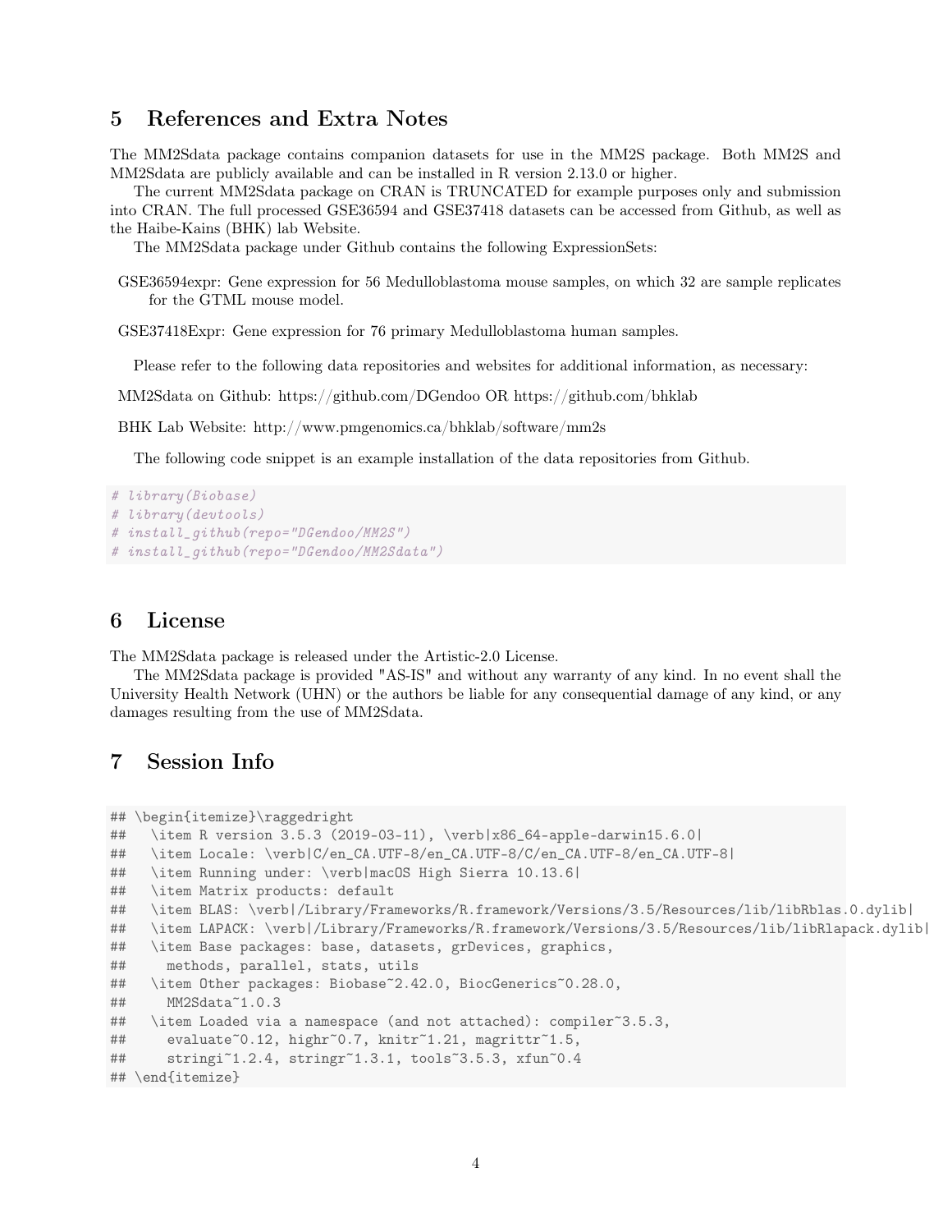## 5 References and Extra Notes

The MM2Sdata package contains companion datasets for use in the MM2S package. Both MM2S and MM2Sdata are publicly available and can be installed in R version 2.13.0 or higher.

The current MM2Sdata package on CRAN is TRUNCATED for example purposes only and submission into CRAN. The full processed GSE36594 and GSE37418 datasets can be accessed from Github, as well as the Haibe-Kains (BHK) lab Website.

The MM2Sdata package under Github contains the following ExpressionSets:

GSE36594expr: Gene expression for 56 Medulloblastoma mouse samples, on which 32 are sample replicates for the GTML mouse model.

GSE37418Expr: Gene expression for 76 primary Medulloblastoma human samples.

Please refer to the following data repositories and websites for additional information, as necessary:

MM2Sdata on Github: https://github.com/DGendoo OR https://github.com/bhklab

BHK Lab Website: http://www.pmgenomics.ca/bhklab/software/mm2s

The following code snippet is an example installation of the data repositories from Github.

```
# library(Biobase)
# library(devtools)
# install_github(repo="DGendoo/MM2S")
# install_github(repo="DGendoo/MM2Sdata")
```

## 6 License

The MM2Sdata package is released under the Artistic-2.0 License.

The MM2Sdata package is provided "AS-IS" and without any warranty of any kind. In no event shall the University Health Network (UHN) or the authors be liable for any consequential damage of any kind, or any damages resulting from the use of MM2Sdata.

## 7 Session Info

```
## \begin{itemize}\raggedright
##   \item R version 3.5.3 (2019-03-11), \verb|x86_64-apple-darwin15.6.0|
##   \item Locale: \verb|C/en_CA.UTF-8/en_CA.UTF-8/C/en_CA.UTF-8/en_CA.UTF-8|
##   \item Running under: \verb|macOS High Sierra 10.13.6|
##   \item Matrix products: default
##   \item BLAS: \verb|/Library/Frameworks/R.framework/Versions/3.5/Resources/lib/libRblas.0.dylib|
##   \item LAPACK: \verb|/Library/Frameworks/R.framework/Versions/3.5/Resources/lib/libRlapack.dylib|
##   \item Base packages: base, datasets, grDevices, graphics,
##     methods, parallel, stats, utils
##   \item Other packages: Biobase~2.42.0, BiocGenerics~0.28.0,
##     MM2Sdata~1.0.3
##   \item Loaded via a namespace (and not attached): compiler~3.5.3,
##     evaluate~0.12, highr~0.7, knitr~1.21, magrittr~1.5,
##     stringi~1.2.4, stringr~1.3.1, tools~3.5.3, xfun~0.4
## \end{itemize}
```